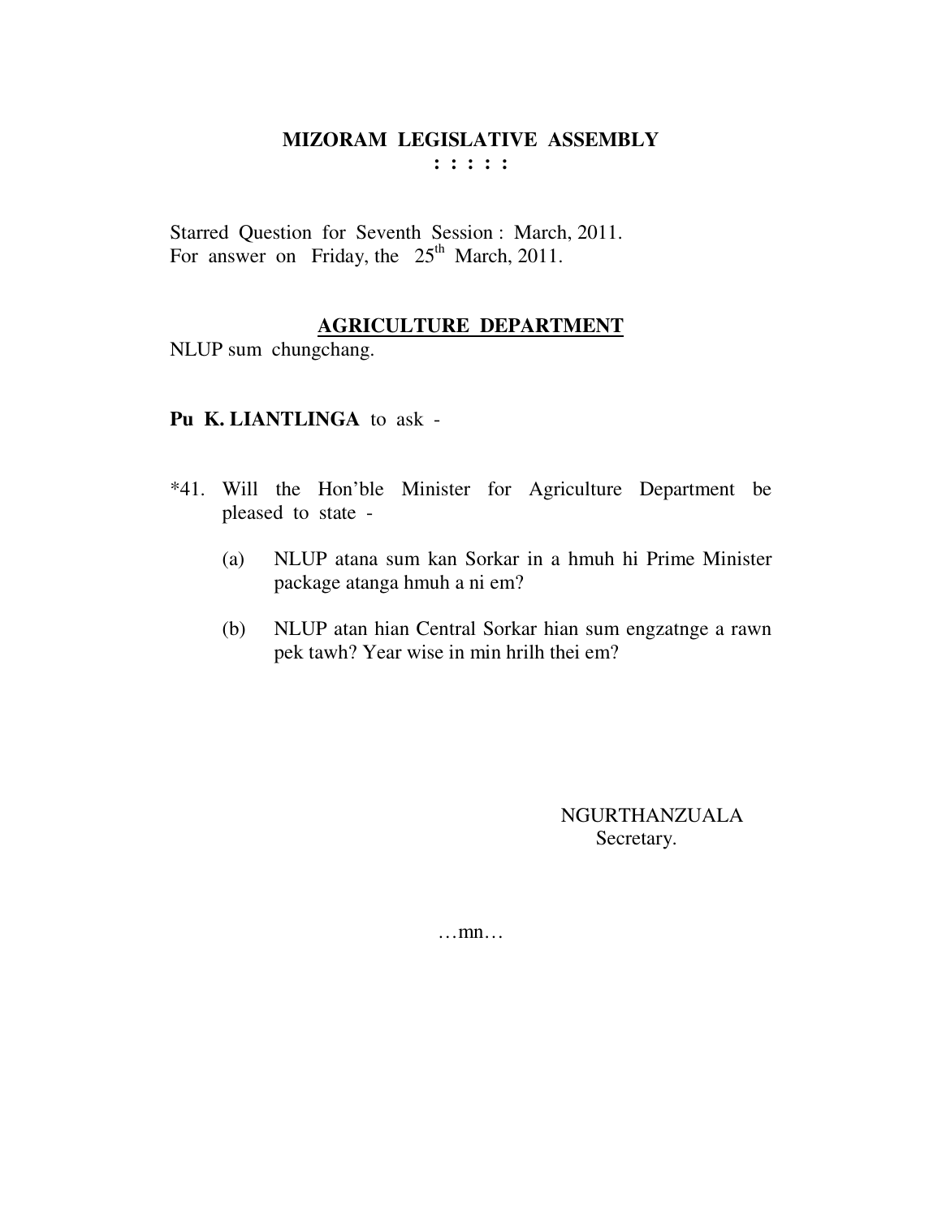# MIZORAM LEGISLATIVE ASSEMBLY

**: : : : :**

Starred Question for Seventh Session : March, 2011.
For answer on Friday, the 25th March, 2011.

## AGRICULTURE DEPARTMENT

NLUP sum chungchang.

**Pu K. LIANTLINGA** to ask -

*41. Will the Hon'ble Minister for Agriculture Department be pleased to state -

(a) NLUP atana sum kan Sorkar in a hmuh hi Prime Minister package atanga hmuh a ni em?

(b) NLUP atan hian Central Sorkar hian sum engzatnge a rawn pek tawh? Year wise in min hrilh thei em?

NGURTHANZUALA
Secretary.

…mn…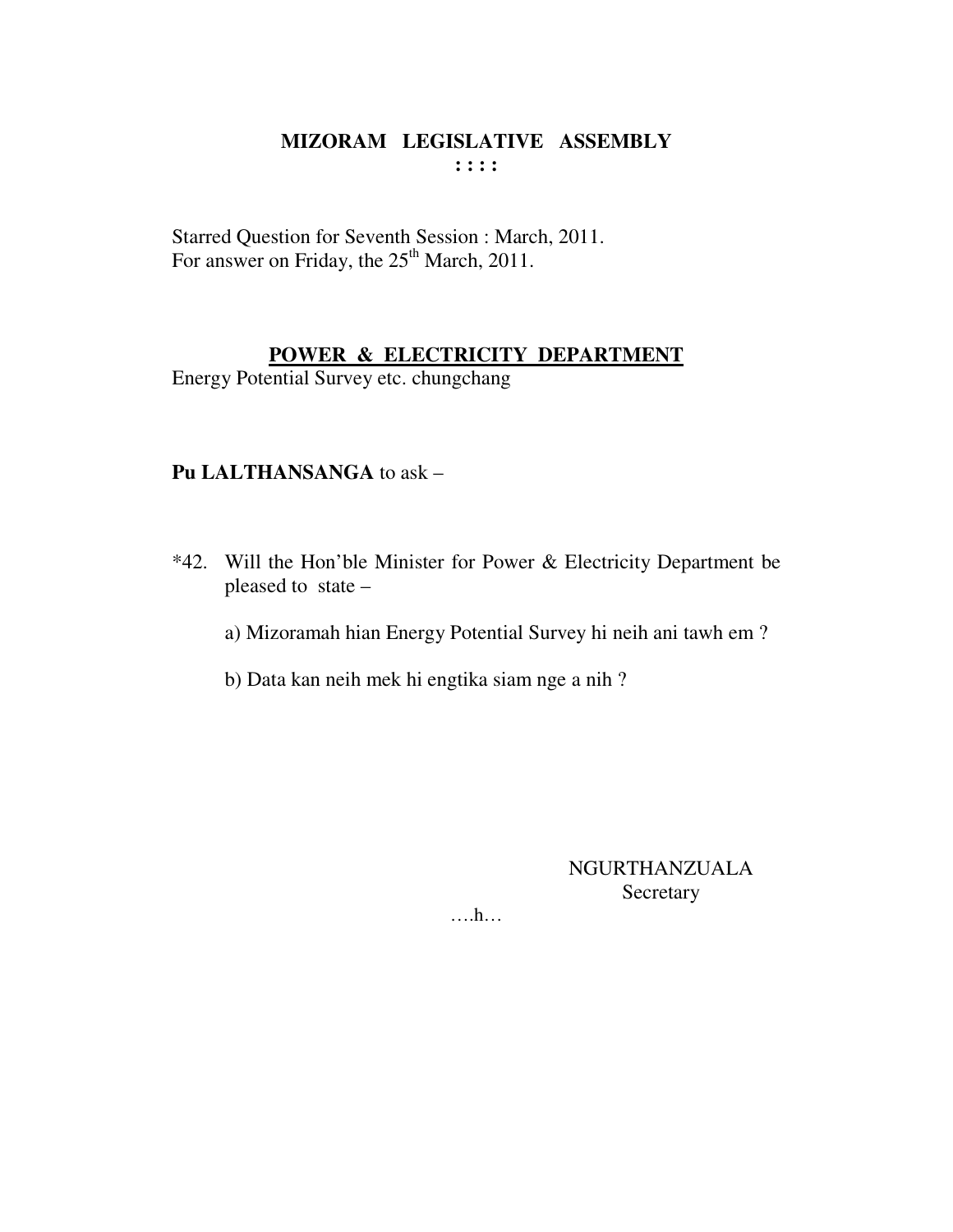# MIZORAM LEGISLATIVE ASSEMBLY

**: : : :**

Starred Question for Seventh Session : March, 2011.
For answer on Friday, the 25th March, 2011.

## POWER & ELECTRICITY DEPARTMENT

Energy Potential Survey etc. chungchang

**Pu LALTHANSANGA** to ask –

*42. Will the Hon'ble Minister for Power & Electricity Department be pleased to state –

a) Mizoramah hian Energy Potential Survey hi neih ani tawh em ?

b) Data kan neih mek hi engtika siam nge a nih ?

NGURTHANZUALA
Secretary

….h…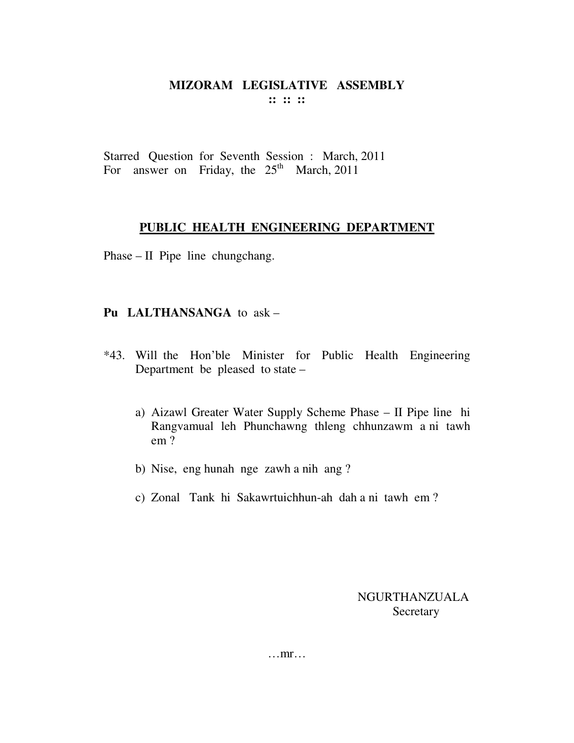# MIZORAM LEGISLATIVE ASSEMBLY

**:: :: ::**

Starred Question for Seventh Session : March, 2011
For answer on Friday, the 25th March, 2011

## PUBLIC HEALTH ENGINEERING DEPARTMENT

Phase – II Pipe line chungchang.

**Pu LALTHANSANGA** to ask –

*43. Will the Hon'ble Minister for Public Health Engineering Department be pleased to state –

a) Aizawl Greater Water Supply Scheme Phase – II Pipe line hi Rangvamual leh Phunchawng thleng chhunzawm a ni tawh em ?

b) Nise, eng hunah nge zawh a nih ang ?

c) Zonal Tank hi Sakawrtuichhun-ah dah a ni tawh em ?

NGURTHANZUALA
Secretary

…mr…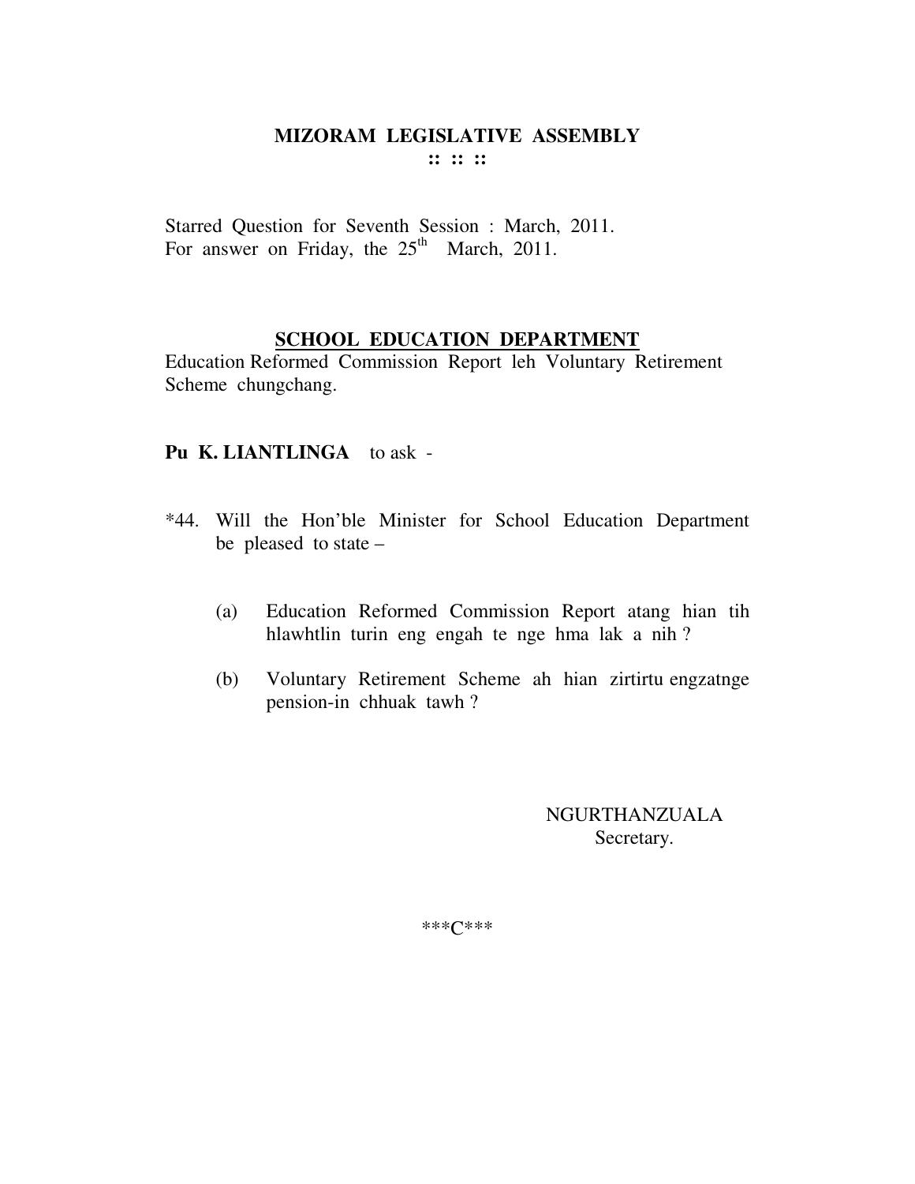# MIZORAM LEGISLATIVE ASSEMBLY

:: :: ::

Starred Question for Seventh Session : March, 2011.
For answer on Friday, the 25th March, 2011.

## SCHOOL EDUCATION DEPARTMENT

Education Reformed Commission Report leh Voluntary Retirement Scheme chungchang.

**Pu K. LIANTLINGA** to ask -

*44. Will the Hon'ble Minister for School Education Department be pleased to state –

(a) Education Reformed Commission Report atang hian tih hlawhtlin turin eng engah te nge hma lak a nih ?

(b) Voluntary Retirement Scheme ah hian zirtirtu engzatnge pension-in chhuak tawh ?

NGURTHANZUALA
Secretary.

***C***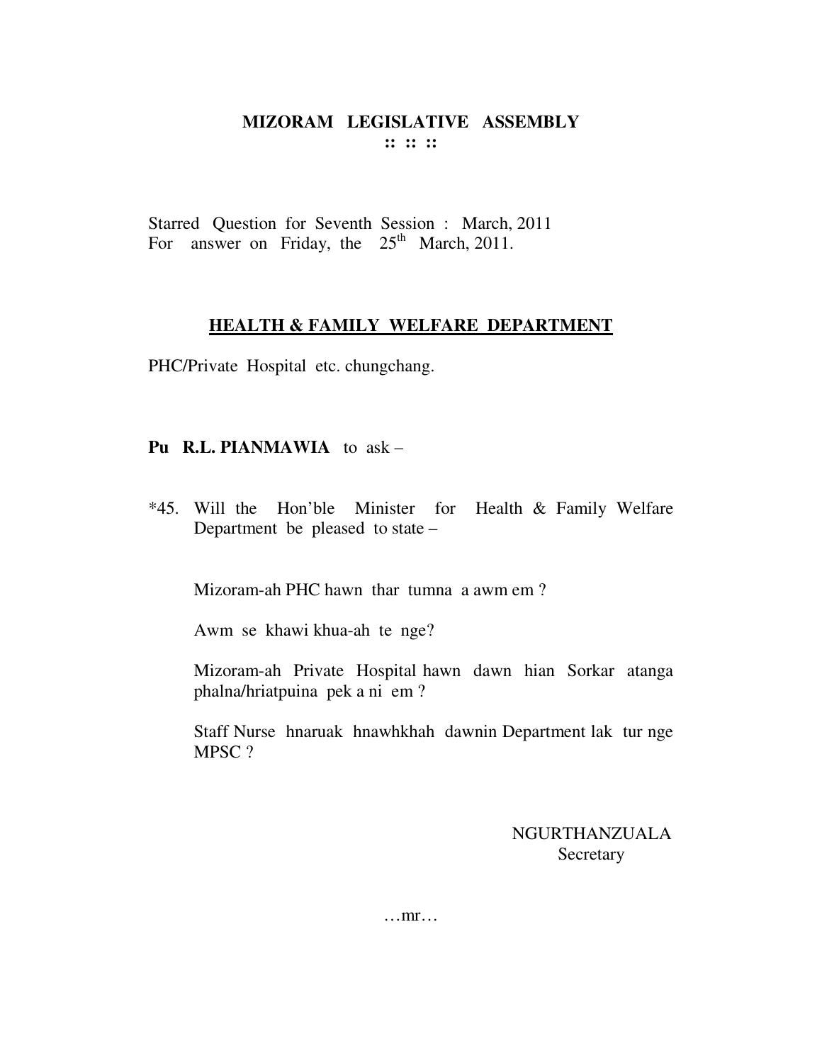# MIZORAM LEGISLATIVE ASSEMBLY

**:: :: ::**

Starred Question for Seventh Session : March, 2011
For answer on Friday, the 25th March, 2011.

## HEALTH & FAMILY WELFARE DEPARTMENT

PHC/Private Hospital etc. chungchang.

**Pu R.L. PIANMAWIA** to ask –

*45. Will the Hon'ble Minister for Health & Family Welfare Department be pleased to state –

Mizoram-ah PHC hawn thar tumna a awm em ?

Awm se khawi khua-ah te nge?

Mizoram-ah Private Hospital hawn dawn hian Sorkar atanga phalna/hriatpuina pek a ni em ?

Staff Nurse hnaruak hnawhkhah dawnin Department lak tur nge MPSC ?

NGURTHANZUALA
Secretary

…mr…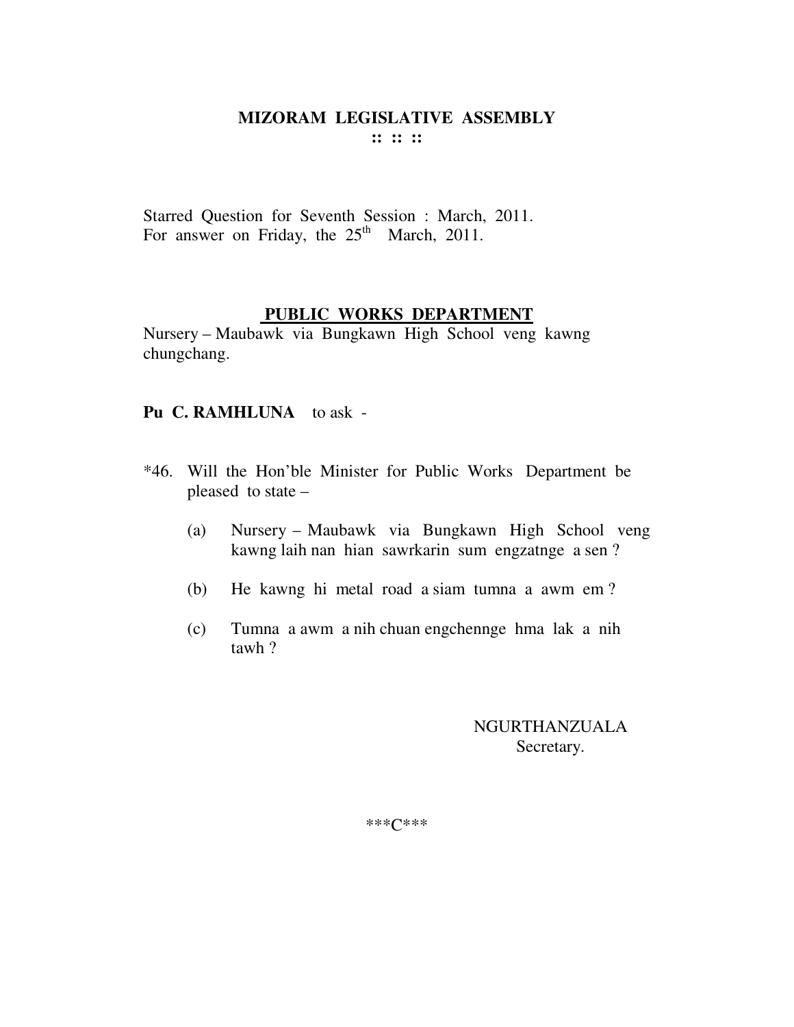# MIZORAM LEGISLATIVE ASSEMBLY

:: :: ::

Starred Question for Seventh Session : March, 2011.
For answer on Friday, the 25th March, 2011.

## PUBLIC WORKS DEPARTMENT

Nursery – Maubawk via Bungkawn High School veng kawng chungchang.

**Pu C. RAMHLUNA** to ask -

*46. Will the Hon'ble Minister for Public Works Department be pleased to state –

(a) Nursery – Maubawk via Bungkawn High School veng kawng laih nan hian sawrkarin sum engzatnge a sen ?

(b) He kawng hi metal road a siam tumna a awm em ?

(c) Tumna a awm a nih chuan engchennge hma lak a nih tawh ?

NGURTHANZUALA
Secretary.

***C***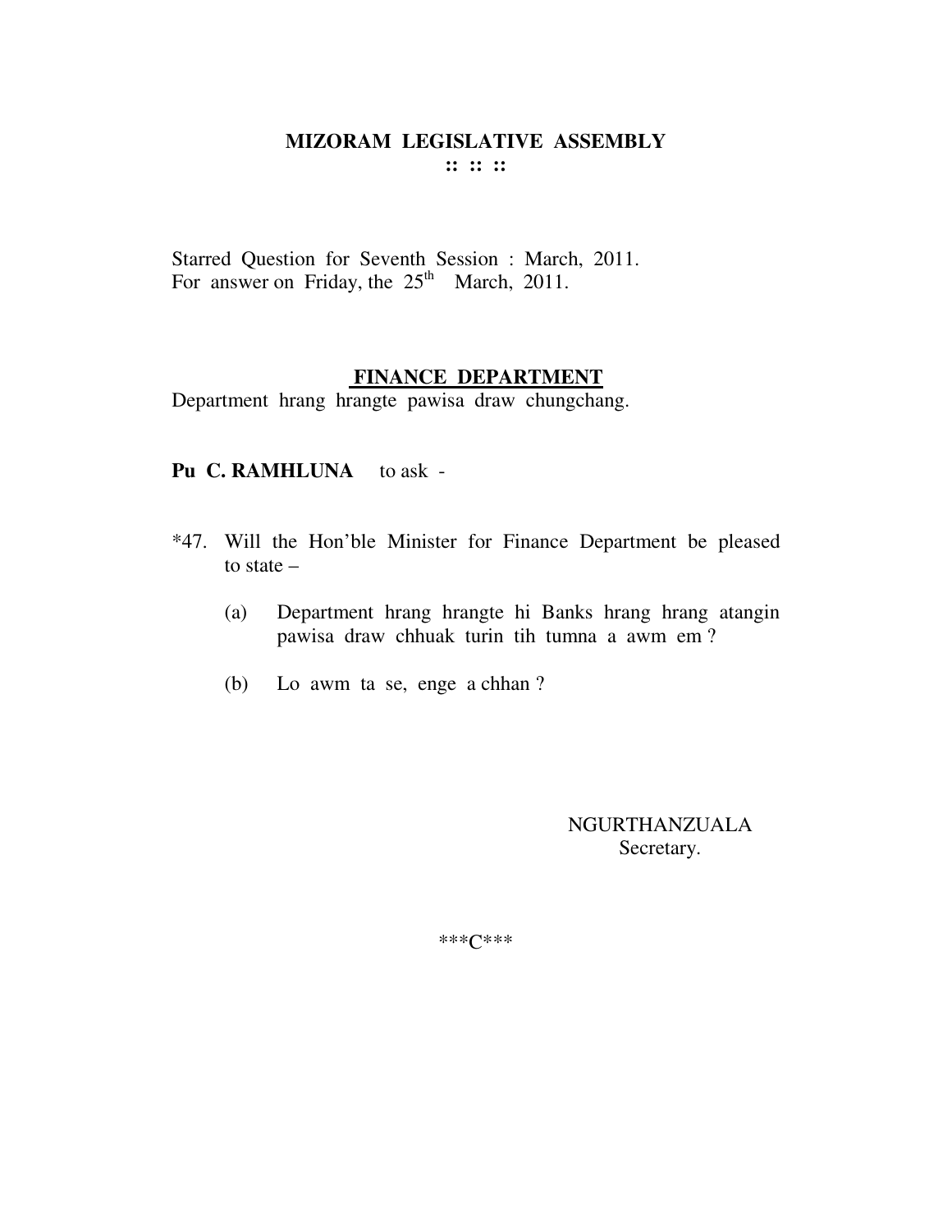**MIZORAM LEGISLATIVE ASSEMBLY**

**:: :: ::**

Starred Question for Seventh Session : March, 2011.
For answer on Friday, the 25th March, 2011.

**FINANCE DEPARTMENT**

Department hrang hrangte pawisa draw chungchang.

**Pu C. RAMHLUNA** to ask -

*47. Will the Hon'ble Minister for Finance Department be pleased to state –

(a) Department hrang hrangte hi Banks hrang hrang atangin pawisa draw chhuak turin tih tumna a awm em ?

(b) Lo awm ta se, enge a chhan ?

NGURTHANZUALA
Secretary.

***C***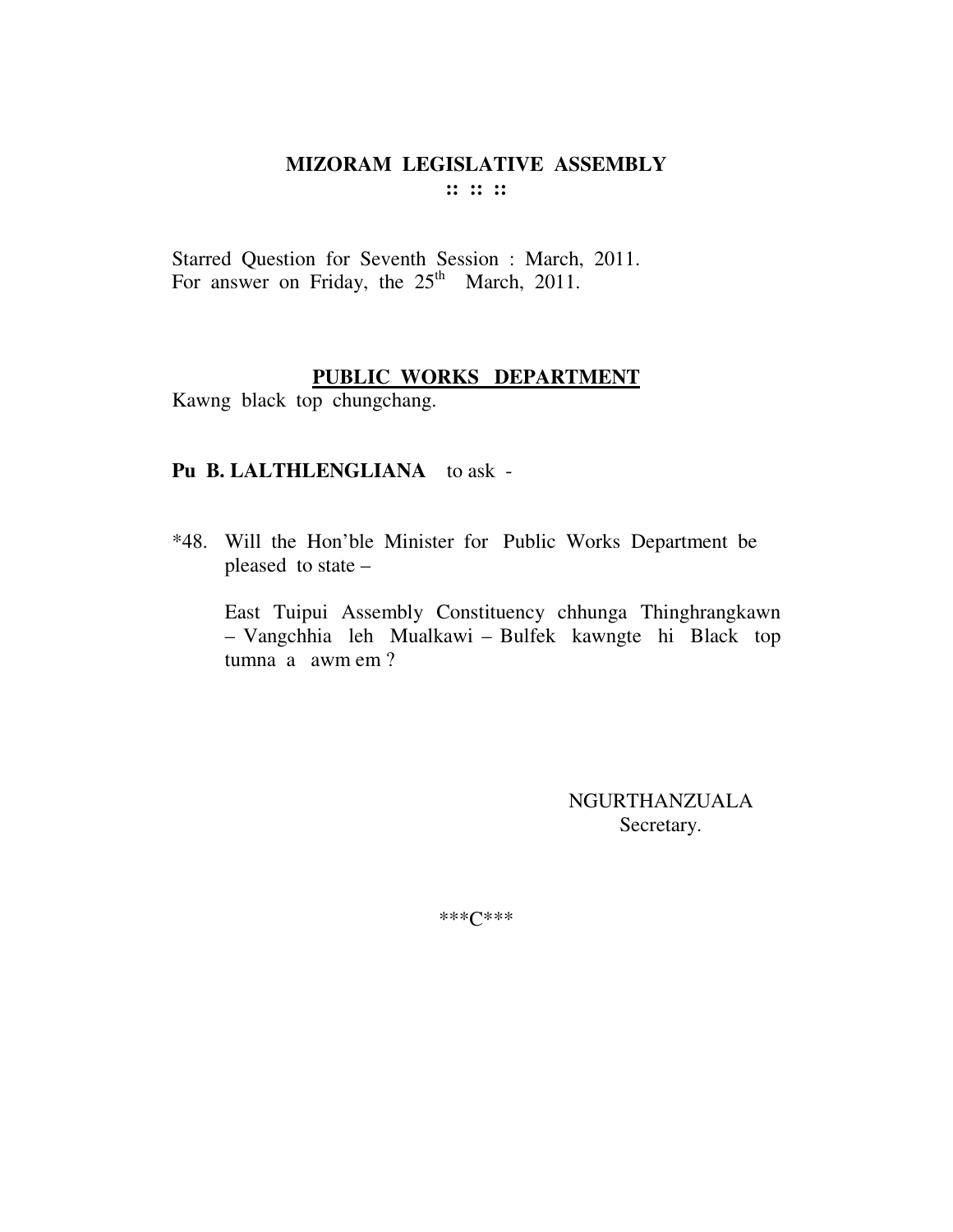# MIZORAM LEGISLATIVE ASSEMBLY

**:: :: ::**

Starred Question for Seventh Session : March, 2011.
For answer on Friday, the 25th March, 2011.

## PUBLIC WORKS DEPARTMENT

Kawng black top chungchang.

**Pu B. LALTHLENGLIANA** to ask -

*48. Will the Hon'ble Minister for Public Works Department be pleased to state –

East Tuipui Assembly Constituency chhunga Thinghrangkawn – Vangchhia leh Mualkawi – Bulfek kawngte hi Black top tumna a awm em ?

NGURTHANZUALA
Secretary.

***C***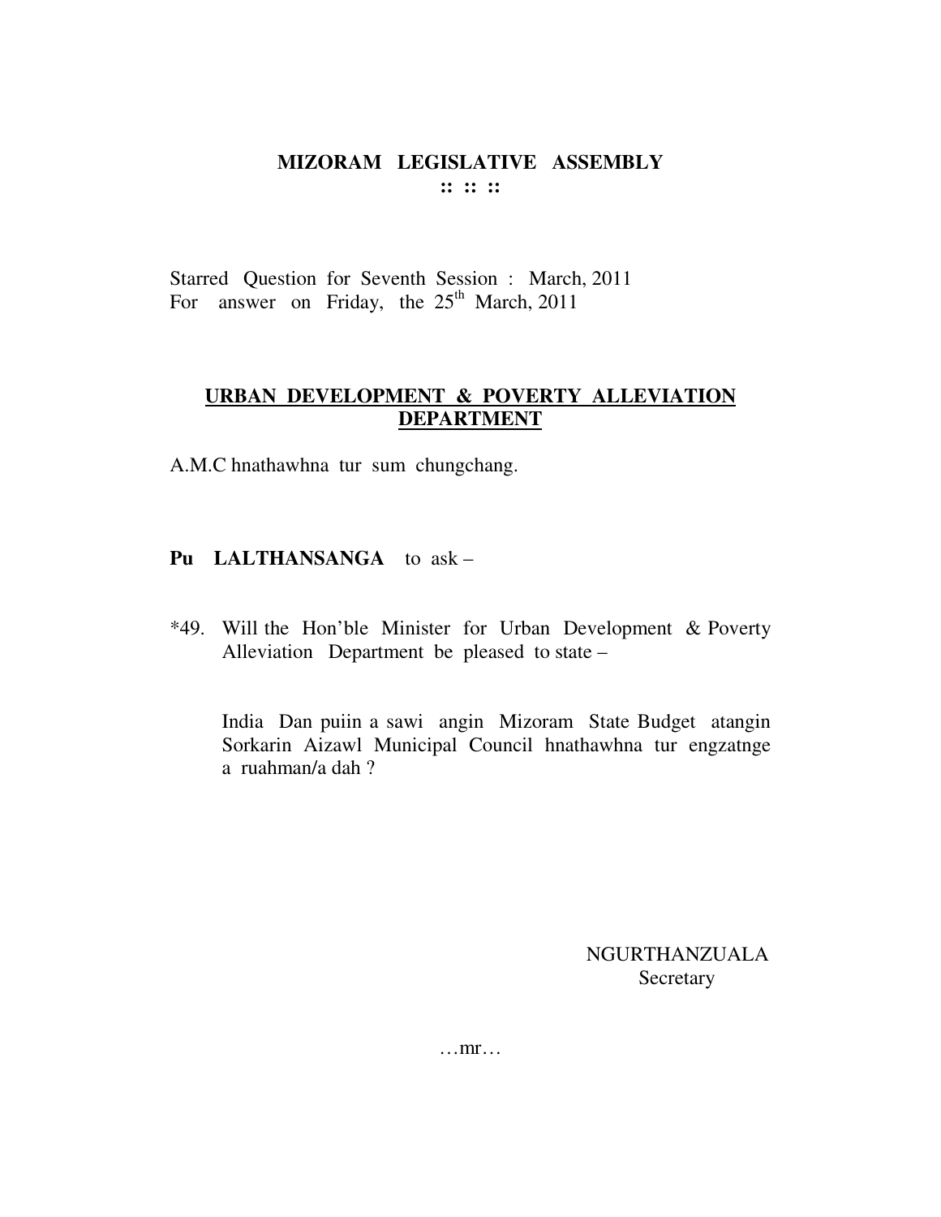# MIZORAM LEGISLATIVE ASSEMBLY

**:: :: ::**

Starred Question for Seventh Session : March, 2011
For answer on Friday, the 25th March, 2011

## URBAN DEVELOPMENT & POVERTY ALLEVIATION DEPARTMENT

A.M.C hnathawhna tur sum chungchang.

**Pu LALTHANSANGA** to ask –

*49. Will the Hon'ble Minister for Urban Development & Poverty Alleviation Department be pleased to state –

India Dan puiin a sawi angin Mizoram State Budget atangin Sorkarin Aizawl Municipal Council hnathawhna tur engzatnge a ruahman/a dah ?

NGURTHANZUALA
Secretary

…mr…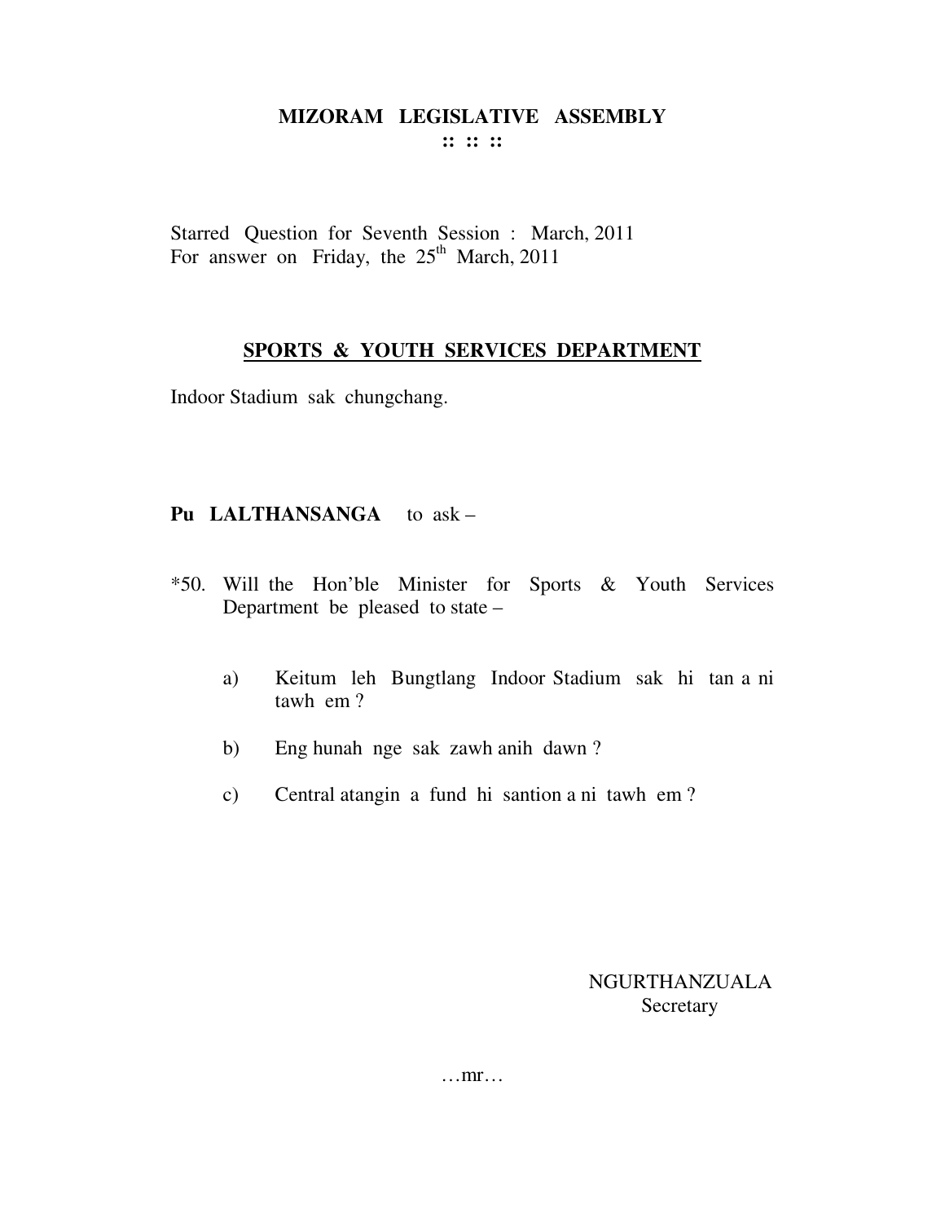# MIZORAM LEGISLATIVE ASSEMBLY

**:: :: ::**

Starred Question for Seventh Session : March, 2011
For answer on Friday, the 25th March, 2011

## SPORTS & YOUTH SERVICES DEPARTMENT

Indoor Stadium sak chungchang.

**Pu LALTHANSANGA** to ask –

*50. Will the Hon'ble Minister for Sports & Youth Services Department be pleased to state –

a) Keitum leh Bungtlang Indoor Stadium sak hi tan a ni tawh em ?

b) Eng hunah nge sak zawh anih dawn ?

c) Central atangin a fund hi santion a ni tawh em ?

NGURTHANZUALA
Secretary

…mr…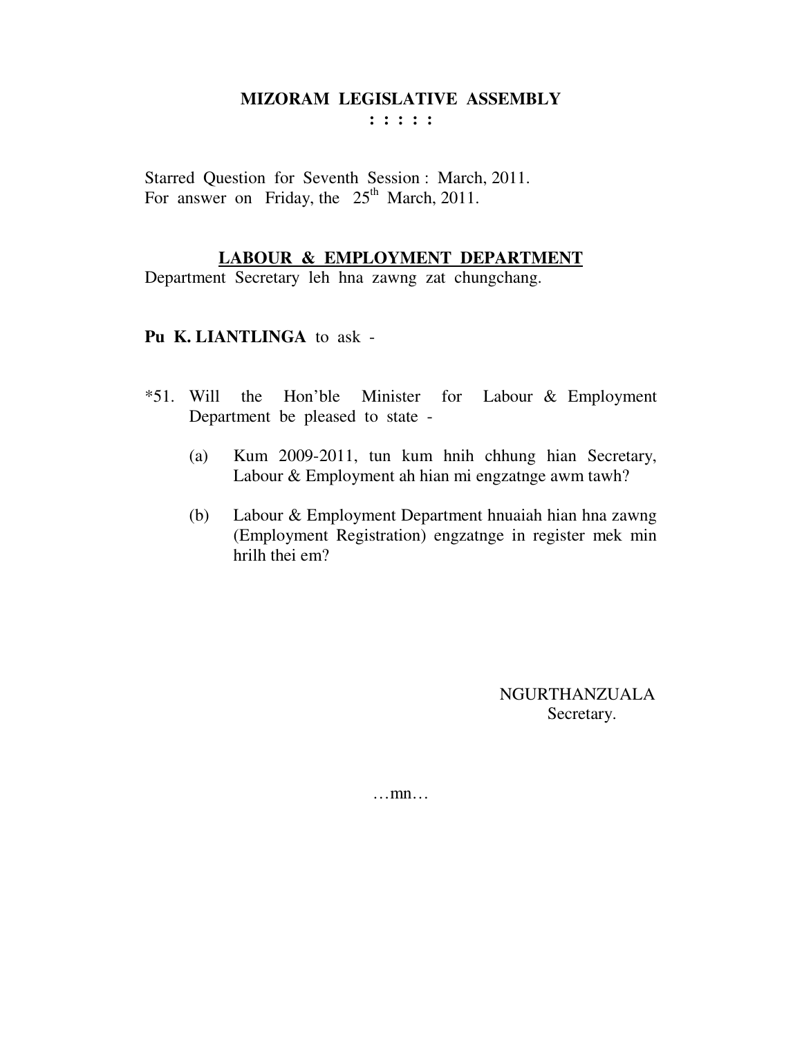**MIZORAM LEGISLATIVE ASSEMBLY**
**: : : : :**

Starred Question for Seventh Session : March, 2011.
For answer on Friday, the 25th March, 2011.

**LABOUR & EMPLOYMENT DEPARTMENT**

Department Secretary leh hna zawng zat chungchang.

**Pu K. LIANTLINGA** to ask -

*51. Will the Hon'ble Minister for Labour & Employment Department be pleased to state -

(a) Kum 2009-2011, tun kum hnih chhung hian Secretary, Labour & Employment ah hian mi engzatnge awm tawh?

(b) Labour & Employment Department hnuaiah hian hna zawng (Employment Registration) engzatnge in register mek min hrilh thei em?

NGURTHANZUALA
Secretary.

…mn…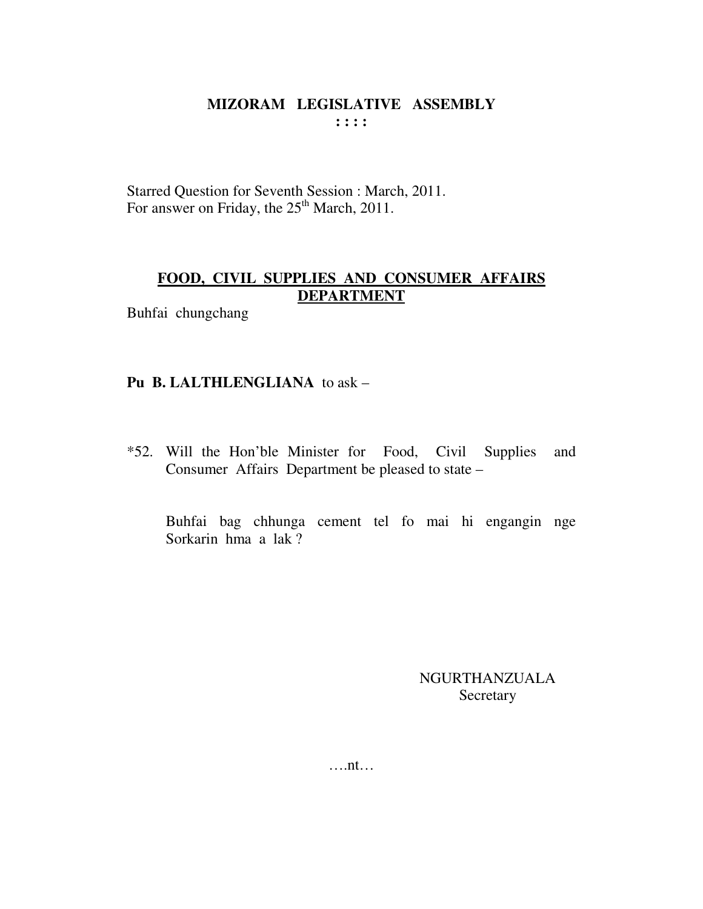# MIZORAM LEGISLATIVE ASSEMBLY

**: : : :**

Starred Question for Seventh Session : March, 2011.
For answer on Friday, the 25th March, 2011.

## FOOD, CIVIL SUPPLIES AND CONSUMER AFFAIRS DEPARTMENT

Buhfai chungchang

**Pu B. LALTHLENGLIANA** to ask –

*52. Will the Hon'ble Minister for Food, Civil Supplies and Consumer Affairs Department be pleased to state –

Buhfai bag chhunga cement tel fo mai hi engangin nge Sorkarin hma a lak ?

NGURTHANZUALA
Secretary

….nt…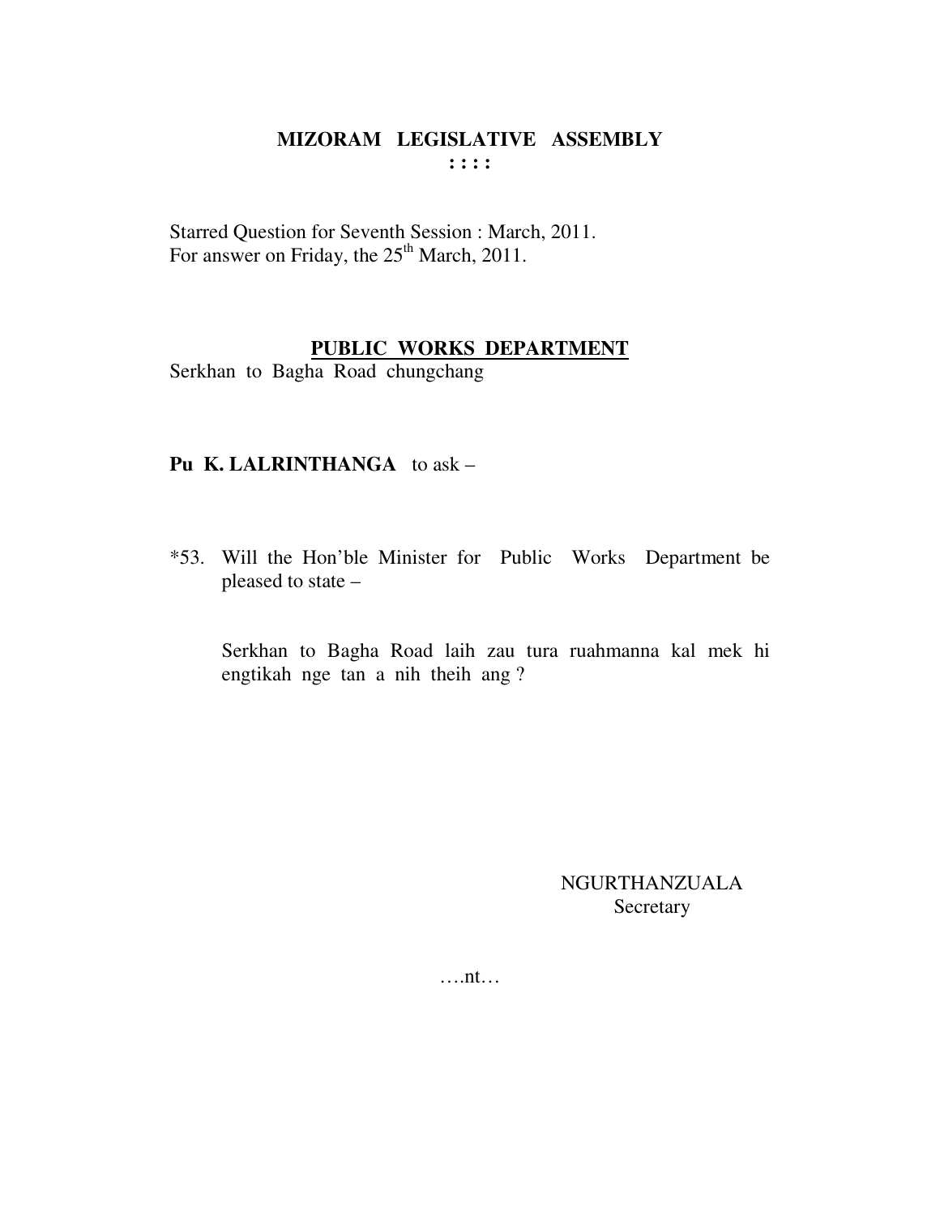# MIZORAM LEGISLATIVE ASSEMBLY

**: : : :**

Starred Question for Seventh Session : March, 2011.
For answer on Friday, the 25th March, 2011.

**PUBLIC WORKS DEPARTMENT**

Serkhan to Bagha Road chungchang

**Pu K. LALRINTHANGA** to ask –

*53. Will the Hon'ble Minister for Public Works Department be pleased to state –

Serkhan to Bagha Road laih zau tura ruahmanna kal mek hi engtikah nge tan a nih theih ang ?

NGURTHANZUALA
Secretary

….nt…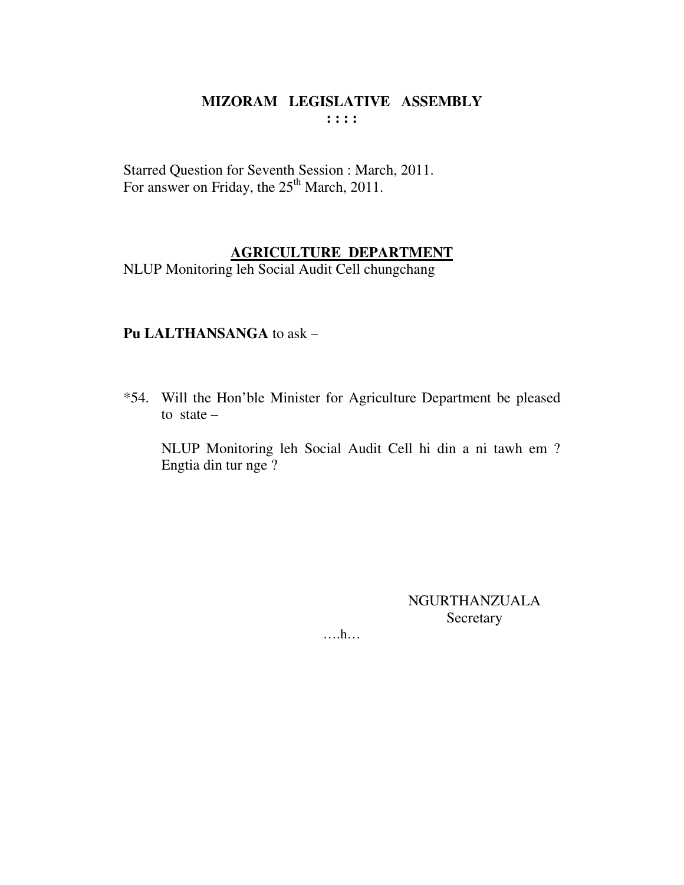# MIZORAM LEGISLATIVE ASSEMBLY

**: : : :**

Starred Question for Seventh Session : March, 2011.
For answer on Friday, the 25th March, 2011.

## AGRICULTURE DEPARTMENT

NLUP Monitoring leh Social Audit Cell chungchang

**Pu LALTHANSANGA** to ask –

*54. Will the Hon'ble Minister for Agriculture Department be pleased to state –

NLUP Monitoring leh Social Audit Cell hi din a ni tawh em ? Engtia din tur nge ?

NGURTHANZUALA
Secretary

….h…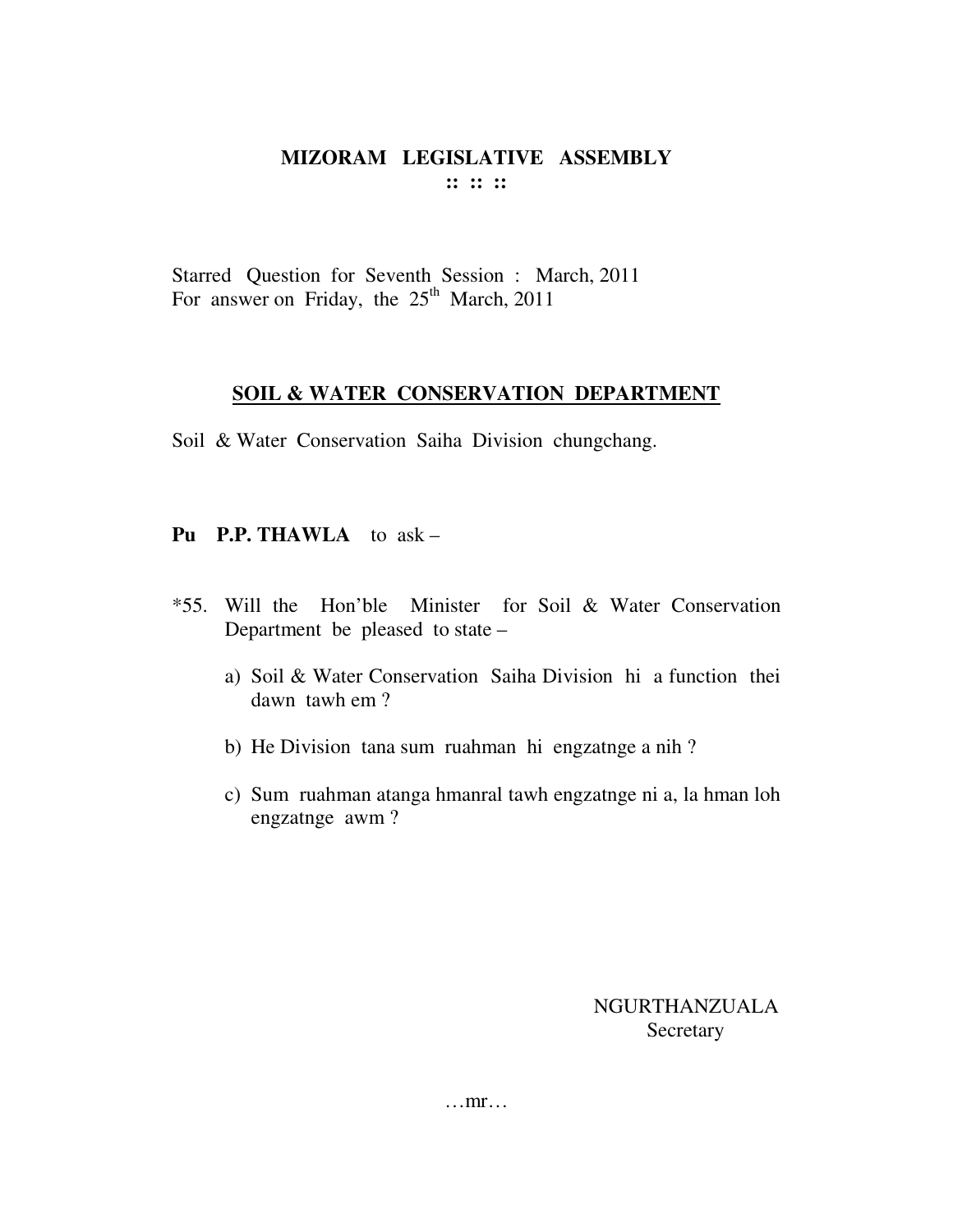# MIZORAM LEGISLATIVE ASSEMBLY

:: :: ::

Starred Question for Seventh Session : March, 2011
For answer on Friday, the 25th March, 2011

## SOIL & WATER CONSERVATION DEPARTMENT

Soil & Water Conservation Saiha Division chungchang.

**Pu P.P. THAWLA** to ask –

*55. Will the Hon'ble Minister for Soil & Water Conservation Department be pleased to state –

a) Soil & Water Conservation Saiha Division hi a function thei dawn tawh em ?

b) He Division tana sum ruahman hi engzatnge a nih ?

c) Sum ruahman atanga hmanral tawh engzatnge ni a, la hman loh engzatnge awm ?

NGURTHANZUALA
Secretary

…mr…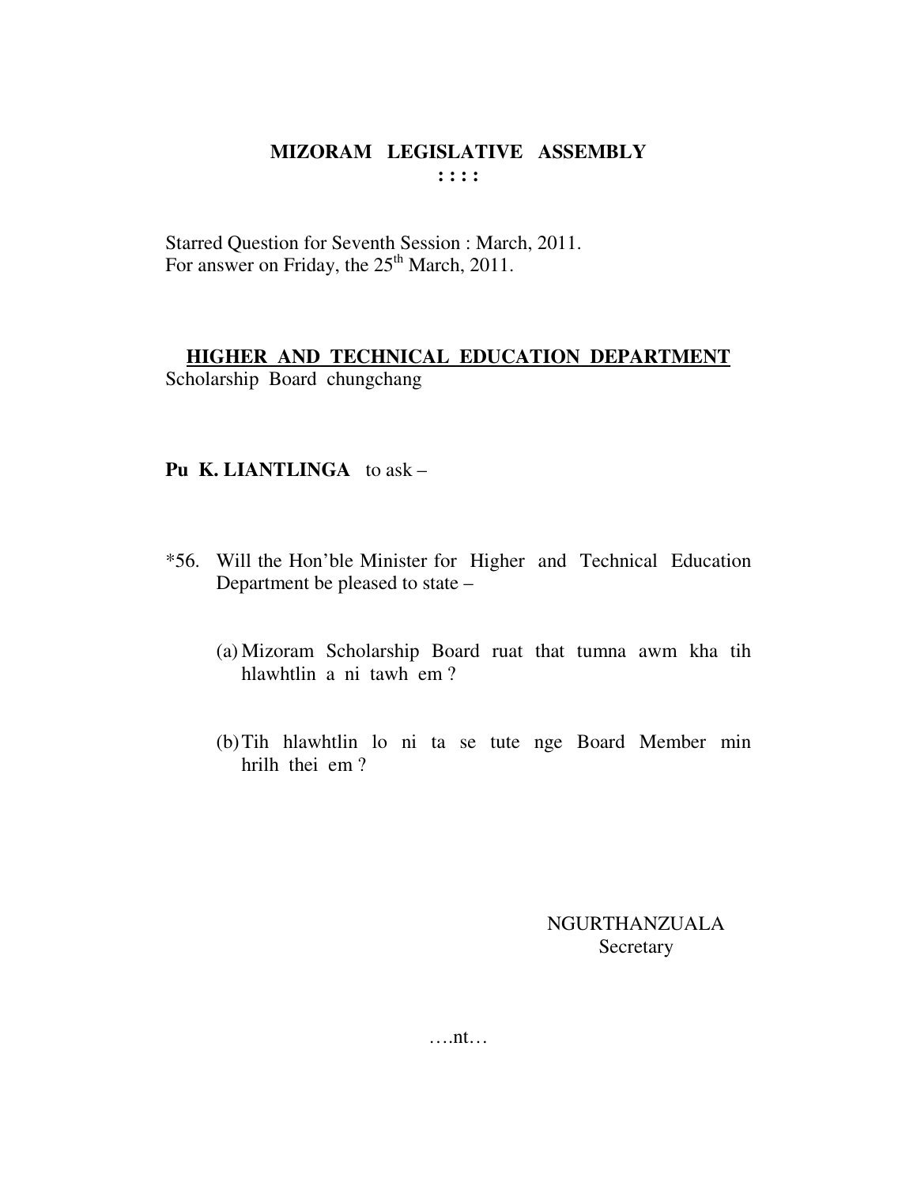# MIZORAM LEGISLATIVE ASSEMBLY

**: : : :**

Starred Question for Seventh Session : March, 2011.
For answer on Friday, the 25th March, 2011.

**HIGHER AND TECHNICAL EDUCATION DEPARTMENT**
Scholarship Board chungchang

**Pu K. LIANTLINGA** to ask –

*56. Will the Hon'ble Minister for Higher and Technical Education Department be pleased to state –

(a) Mizoram Scholarship Board ruat that tumna awm kha tih hlawhtlin a ni tawh em ?

(b) Tih hlawhtlin lo ni ta se tute nge Board Member min hrilh thei em ?

NGURTHANZUALA
Secretary

….nt…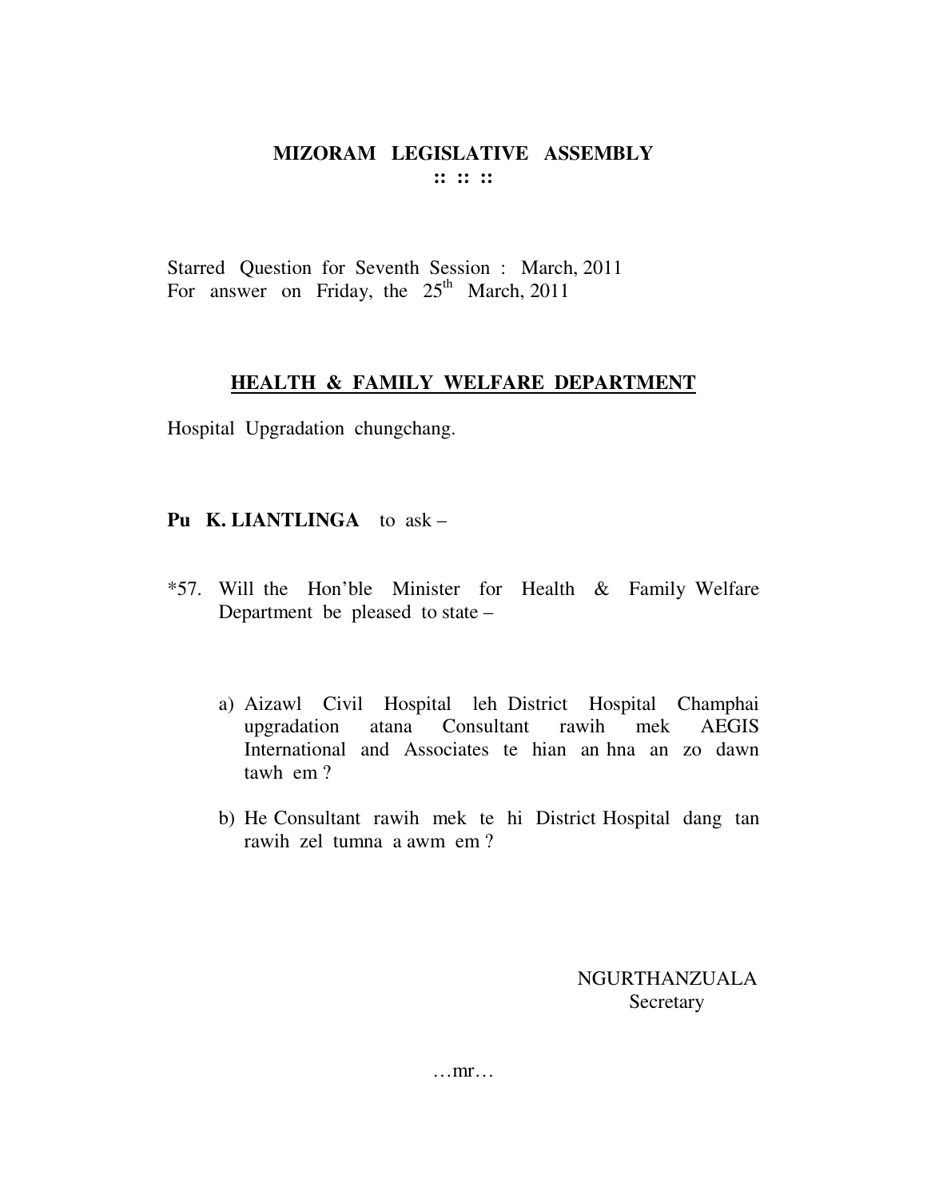# MIZORAM LEGISLATIVE ASSEMBLY

**:: :: ::**

Starred Question for Seventh Session : March, 2011
For answer on Friday, the 25th March, 2011

## HEALTH & FAMILY WELFARE DEPARTMENT

Hospital Upgradation chungchang.

**Pu K. LIANTLINGA** to ask –

*57. Will the Hon'ble Minister for Health & Family Welfare Department be pleased to state –

a) Aizawl Civil Hospital leh District Hospital Champhai upgradation atana Consultant rawih mek AEGIS International and Associates te hian an hna an zo dawn tawh em ?

b) He Consultant rawih mek te hi District Hospital dang tan rawih zel tumna a awm em ?

NGURTHANZUALA
Secretary

…mr…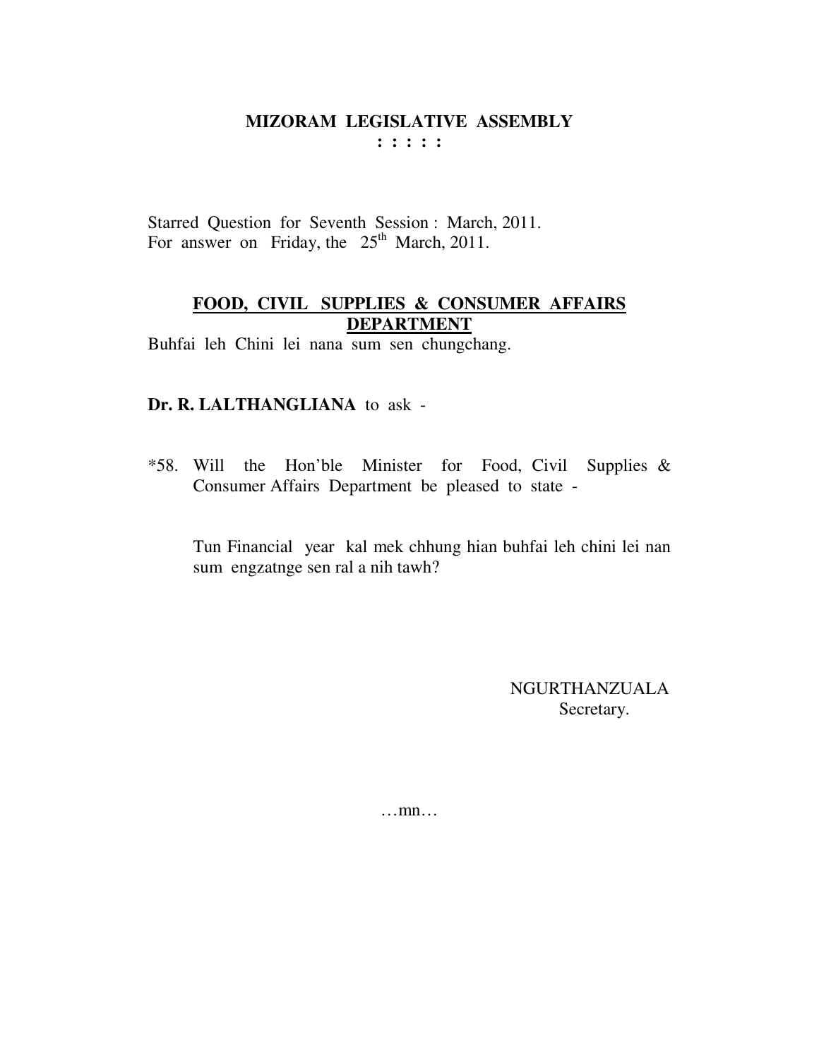# MIZORAM LEGISLATIVE ASSEMBLY

**: : : : :**

Starred Question for Seventh Session : March, 2011.
For answer on Friday, the 25th March, 2011.

## FOOD, CIVIL SUPPLIES & CONSUMER AFFAIRS DEPARTMENT

Buhfai leh Chini lei nana sum sen chungchang.

**Dr. R. LALTHANGLIANA** to ask -

*58. Will the Hon'ble Minister for Food, Civil Supplies & Consumer Affairs Department be pleased to state -

Tun Financial year kal mek chhung hian buhfai leh chini lei nan sum engzatnge sen ral a nih tawh?

NGURTHANZUALA
Secretary.

…mn…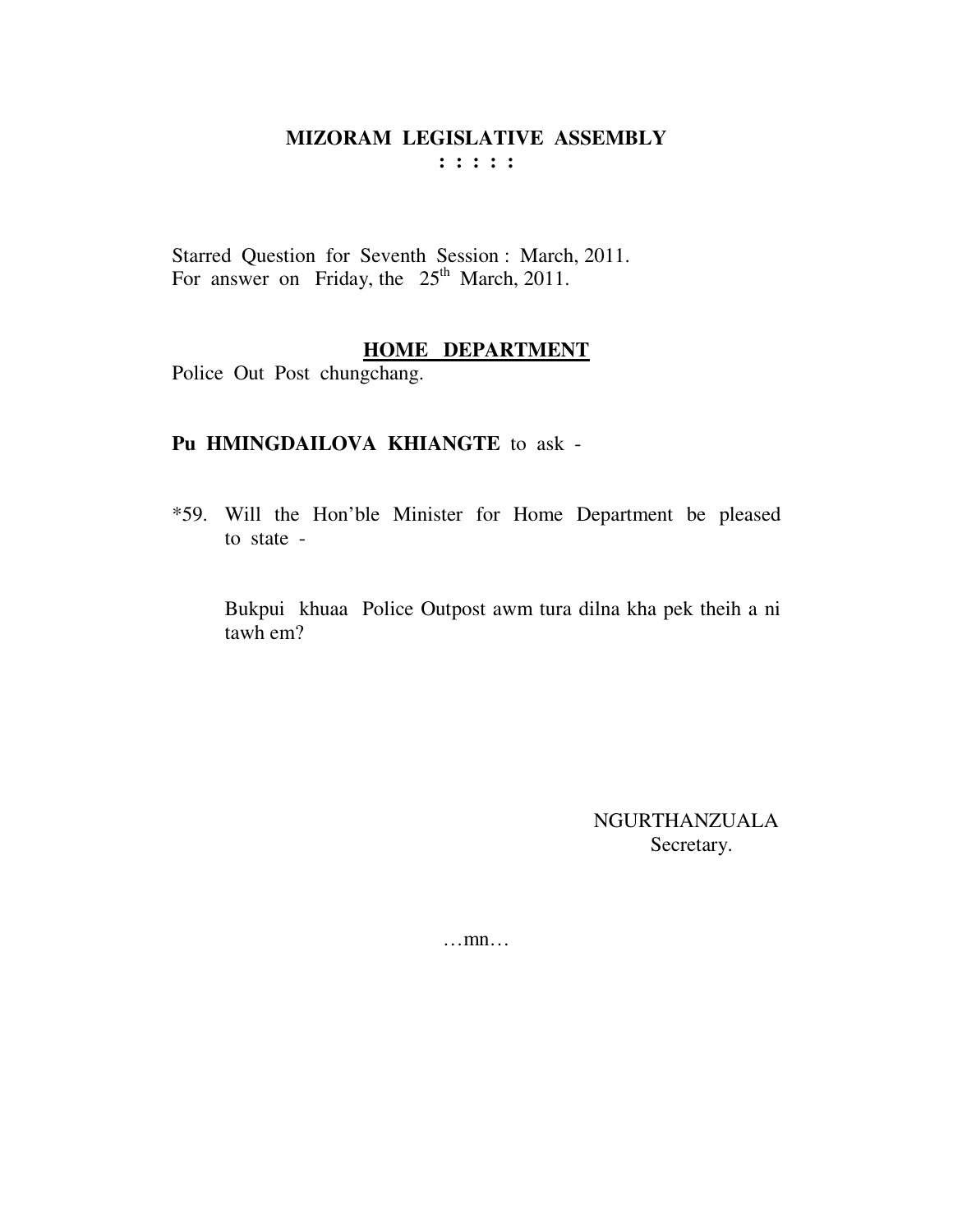# MIZORAM LEGISLATIVE ASSEMBLY

**: : : : :**

Starred Question for Seventh Session : March, 2011.
For answer on Friday, the 25th March, 2011.

## HOME DEPARTMENT

Police Out Post chungchang.

**Pu HMINGDAILOVA KHIANGTE** to ask -

*59. Will the Hon'ble Minister for Home Department be pleased to state -

Bukpui khuaa Police Outpost awm tura dilna kha pek theih a ni tawh em?

NGURTHANZUALA
Secretary.

…mn…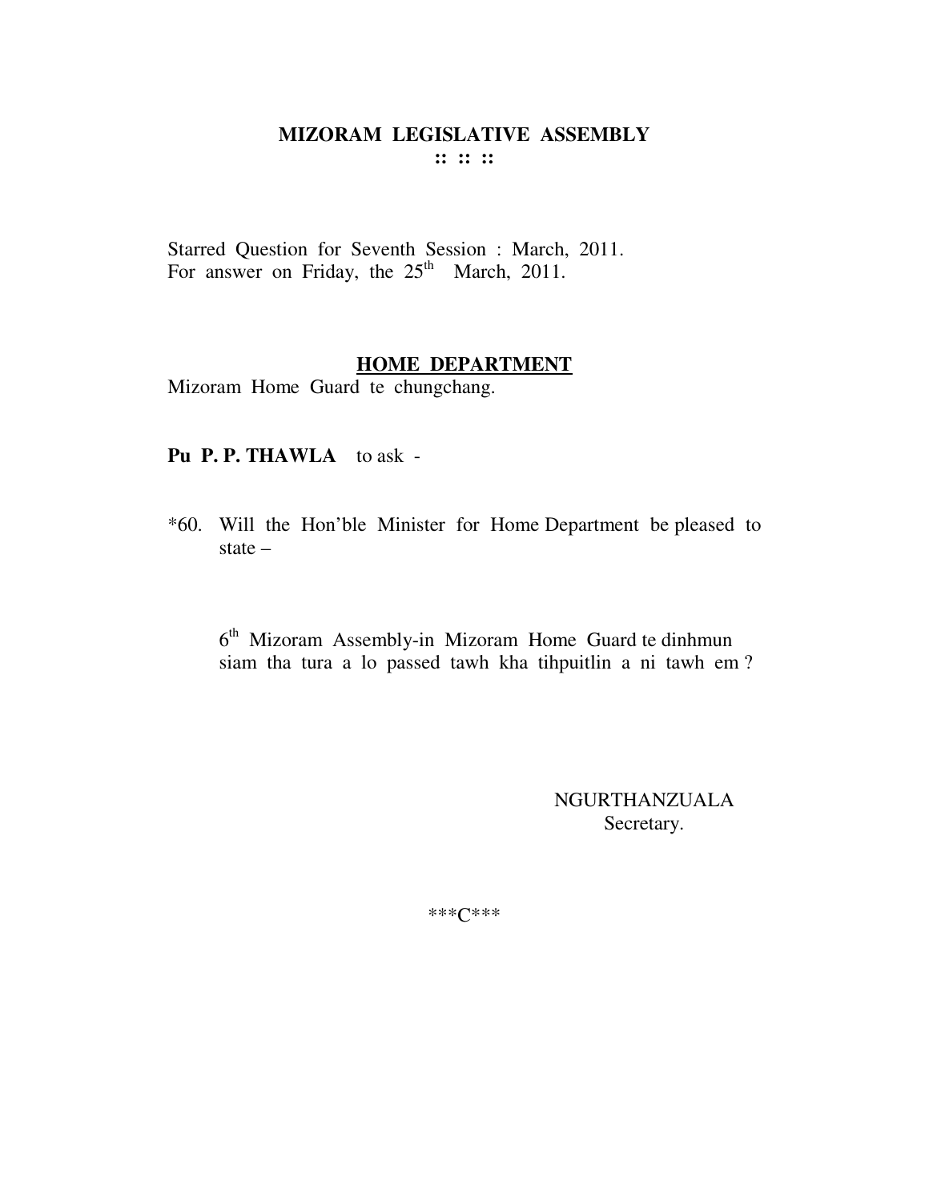# MIZORAM LEGISLATIVE ASSEMBLY

:: :: ::

Starred Question for Seventh Session : March, 2011.
For answer on Friday, the 25th March, 2011.

## HOME DEPARTMENT

Mizoram Home Guard te chungchang.

**Pu P. P. THAWLA** to ask -

*60. Will the Hon'ble Minister for Home Department be pleased to state –

6th Mizoram Assembly-in Mizoram Home Guard te dinhmun siam tha tura a lo passed tawh kha tihpuitlin a ni tawh em ?

NGURTHANZUALA
Secretary.

***C***